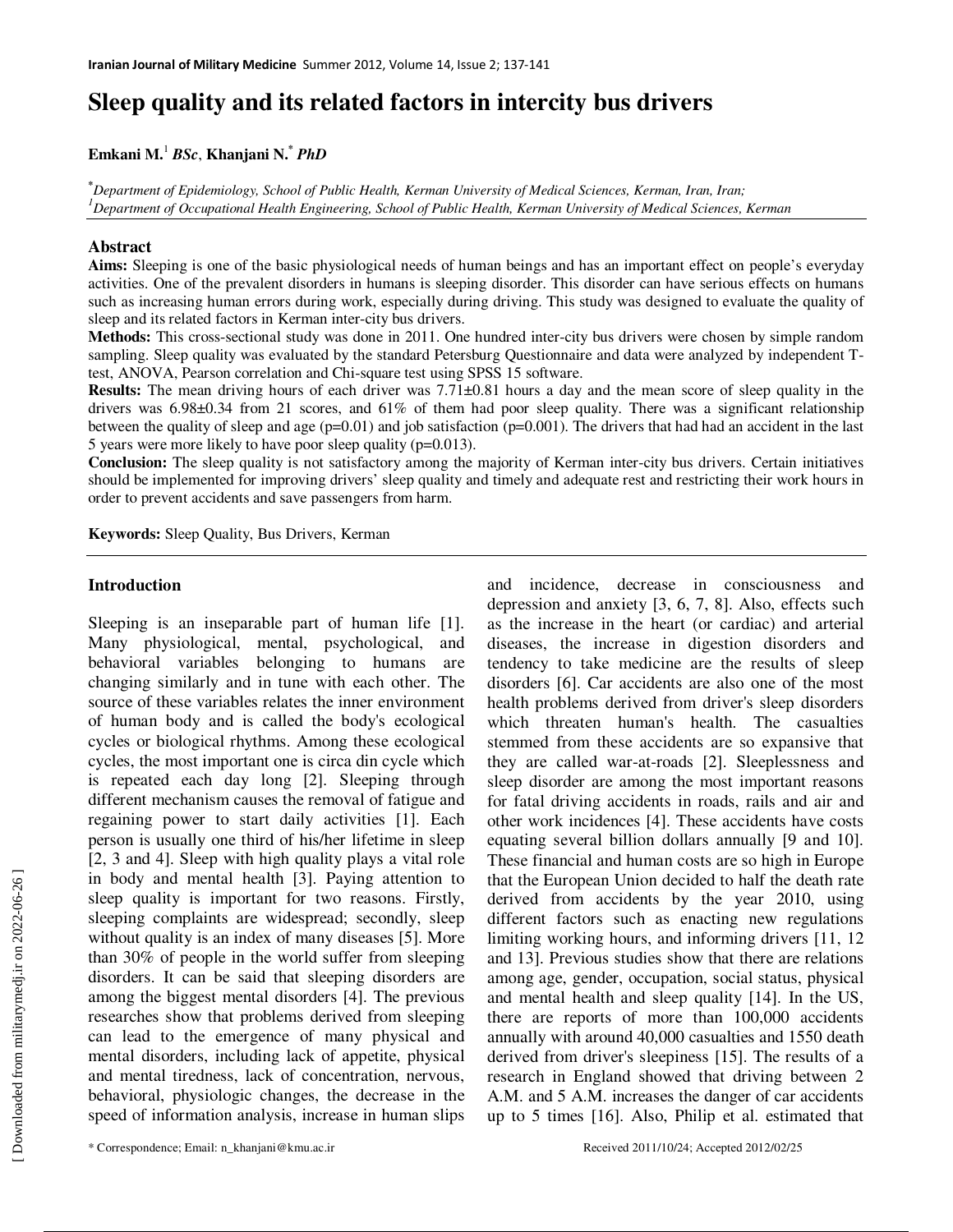# Sleep quality and its related factors in intercity bus drivers

**Emkani M.**[1] ***BSc***, **Khanjani N.**[*] ***PhD***

[*]*Department of Epidemiology, School of Public Health, Kerman University of Medical Sciences, Kerman, Iran, Iran;*
[1]*Department of Occupational Health Engineering, School of Public Health, Kerman University of Medical Sciences, Kerman*

## Abstract

**Aims:** Sleeping is one of the basic physiological needs of human beings and has an important effect on people's everyday activities. One of the prevalent disorders in humans is sleeping disorder. This disorder can have serious effects on humans such as increasing human errors during work, especially during driving. This study was designed to evaluate the quality of sleep and its related factors in Kerman inter-city bus drivers.

**Methods:** This cross-sectional study was done in 2011. One hundred inter-city bus drivers were chosen by simple random sampling. Sleep quality was evaluated by the standard Petersburg Questionnaire and data were analyzed by independent T-test, ANOVA, Pearson correlation and Chi-square test using SPSS 15 software.

**Results:** The mean driving hours of each driver was 7.71±0.81 hours a day and the mean score of sleep quality in the drivers was 6.98±0.34 from 21 scores, and 61% of them had poor sleep quality. There was a significant relationship between the quality of sleep and age ($p=0.01$) and job satisfaction ($p=0.001$). The drivers that had had an accident in the last 5 years were more likely to have poor sleep quality ($p=0.013$).

**Conclusion:** The sleep quality is not satisfactory among the majority of Kerman inter-city bus drivers. Certain initiatives should be implemented for improving drivers' sleep quality and timely and adequate rest and restricting their work hours in order to prevent accidents and save passengers from harm.

**Keywords:** Sleep Quality, Bus Drivers, Kerman

## Introduction

Sleeping is an inseparable part of human life [1]. Many physiological, mental, psychological, and behavioral variables belonging to humans are changing similarly and in tune with each other. The source of these variables relates the inner environment of human body and is called the body's ecological cycles or biological rhythms. Among these ecological cycles, the most important one is circa din cycle which is repeated each day long [2]. Sleeping through different mechanism causes the removal of fatigue and regaining power to start daily activities [1]. Each person is usually one third of his/her lifetime in sleep [2, 3 and 4]. Sleep with high quality plays a vital role in body and mental health [3]. Paying attention to sleep quality is important for two reasons. Firstly, sleeping complaints are widespread; secondly, sleep without quality is an index of many diseases [5]. More than 30% of people in the world suffer from sleeping disorders. It can be said that sleeping disorders are among the biggest mental disorders [4]. The previous researches show that problems derived from sleeping can lead to the emergence of many physical and mental disorders, including lack of appetite, physical and mental tiredness, lack of concentration, nervous, behavioral, physiologic changes, the decrease in the speed of information analysis, increase in human slips and incidence, decrease in consciousness and depression and anxiety [3, 6, 7, 8]. Also, effects such as the increase in the heart (or cardiac) and arterial diseases, the increase in digestion disorders and tendency to take medicine are the results of sleep disorders [6]. Car accidents are also one of the most health problems derived from driver's sleep disorders which threaten human's health. The casualties stemmed from these accidents are so expansive that they are called war-at-roads [2]. Sleeplessness and sleep disorder are among the most important reasons for fatal driving accidents in roads, rails and air and other work incidences [4]. These accidents have costs equating several billion dollars annually [9 and 10]. These financial and human costs are so high in Europe that the European Union decided to half the death rate derived from accidents by the year 2010, using different factors such as enacting new regulations limiting working hours, and informing drivers [11, 12 and 13]. Previous studies show that there are relations among age, gender, occupation, social status, physical and mental health and sleep quality [14]. In the US, there are reports of more than 100,000 accidents annually with around 40,000 casualties and 1550 death derived from driver's sleepiness [15]. The results of a research in England showed that driving between 2 A.M. and 5 A.M. increases the danger of car accidents up to 5 times [16]. Also, Philip et al. estimated that

* Correspondence; Email: n_khanjani@kmu.ac.ir

Received 2011/10/24; Accepted 2012/02/25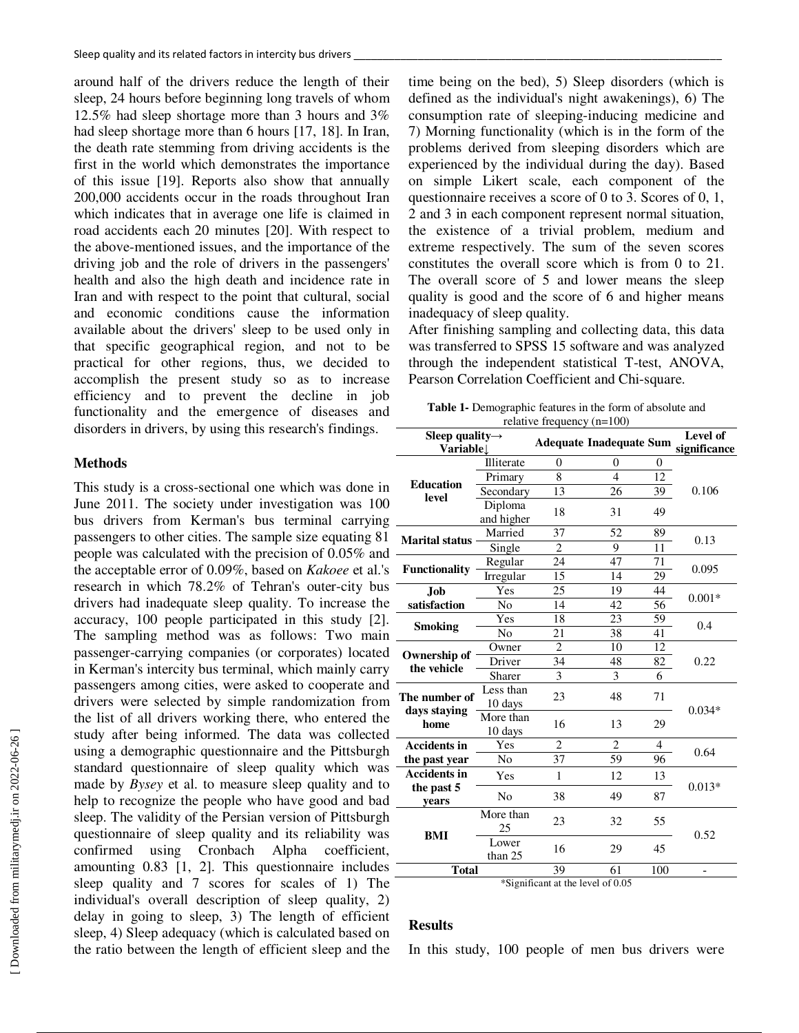around half of the drivers reduce the length of their sleep, 24 hours before beginning long travels of whom 12.5% had sleep shortage more than 3 hours and 3% had sleep shortage more than 6 hours [17, 18]. In Iran, the death rate stemming from driving accidents is the first in the world which demonstrates the importance of this issue [19]. Reports also show that annually 200,000 accidents occur in the roads throughout Iran which indicates that in average one life is claimed in road accidents each 20 minutes [20]. With respect to the above-mentioned issues, and the importance of the driving job and the role of drivers in the passengers' health and also the high death and incidence rate in Iran and with respect to the point that cultural, social and economic conditions cause the information available about the drivers' sleep to be used only in that specific geographical region, and not to be practical for other regions, thus, we decided to accomplish the present study so as to increase efficiency and to prevent the decline in job functionality and the emergence of diseases and disorders in drivers, by using this research's findings.

## Methods

This study is a cross-sectional one which was done in June 2011. The society under investigation was 100 bus drivers from Kerman's bus terminal carrying passengers to other cities. The sample size equating 81 people was calculated with the precision of 0.05% and the acceptable error of 0.09%, based on *Kakoee* et al.'s research in which 78.2% of Tehran's outer-city bus drivers had inadequate sleep quality. To increase the accuracy, 100 people participated in this study [2]. The sampling method was as follows: Two main passenger-carrying companies (or corporates) located in Kerman's intercity bus terminal, which mainly carry passengers among cities, were asked to cooperate and drivers were selected by simple randomization from the list of all drivers working there, who entered the study after being informed. The data was collected using a demographic questionnaire and the Pittsburgh standard questionnaire of sleep quality which was made by *Bysey* et al. to measure sleep quality and to help to recognize the people who have good and bad sleep. The validity of the Persian version of Pittsburgh questionnaire of sleep quality and its reliability was confirmed using Cronbach Alpha coefficient, amounting 0.83 [1, 2]. This questionnaire includes sleep quality and 7 scores for scales of 1) The individual's overall description of sleep quality, 2) delay in going to sleep, 3) The length of efficient sleep, 4) Sleep adequacy (which is calculated based on the ratio between the length of efficient sleep and the time being on the bed), 5) Sleep disorders (which is defined as the individual's night awakenings), 6) The consumption rate of sleeping-inducing medicine and 7) Morning functionality (which is in the form of the problems derived from sleeping disorders which are experienced by the individual during the day). Based on simple Likert scale, each component of the questionnaire receives a score of 0 to 3. Scores of 0, 1, 2 and 3 in each component represent normal situation, the existence of a trivial problem, medium and extreme respectively. The sum of the seven scores constitutes the overall score which is from 0 to 21. The overall score of 5 and lower means the sleep quality is good and the score of 6 and higher means inadequacy of sleep quality.

After finishing sampling and collecting data, this data was transferred to SPSS 15 software and was analyzed through the independent statistical T-test, ANOVA, Pearson Correlation Coefficient and Chi-square.

**Table 1-** Demographic features in the form of absolute and relative frequency (n=100)

| Sleep quality→ Variable↓ | | Adequate | Inadequate | Sum | Level of significance |
|---|---|---|---|---|---|
| **Education level** | Illiterate | 0 | 0 | 0 | 0.106 |
| | Primary | 8 | 4 | 12 | |
| | Secondary | 13 | 26 | 39 | |
| | Diploma and higher | 18 | 31 | 49 | |
| **Marital status** | Married | 37 | 52 | 89 | 0.13 |
| | Single | 2 | 9 | 11 | |
| **Functionality** | Regular | 24 | 47 | 71 | 0.095 |
| | Irregular | 15 | 14 | 29 | |
| **Job satisfaction** | Yes | 25 | 19 | 44 | 0.001* |
| | No | 14 | 42 | 56 | |
| **Smoking** | Yes | 18 | 23 | 59 | 0.4 |
| | No | 21 | 38 | 41 | |
| **Ownership of the vehicle** | Owner | 2 | 10 | 12 | 0.22 |
| | Driver | 34 | 48 | 82 | |
| | Sharer | 3 | 3 | 6 | |
| **The number of days staying home** | Less than 10 days | 23 | 48 | 71 | 0.034* |
| | More than 10 days | 16 | 13 | 29 | |
| **Accidents in the past year** | Yes | 2 | 2 | 4 | 0.64 |
| | No | 37 | 59 | 96 | |
| **Accidents in the past 5 years** | Yes | 1 | 12 | 13 | 0.013* |
| | No | 38 | 49 | 87 | |
| **BMI** | More than 25 | 23 | 32 | 55 | 0.52 |
| | Lower than 25 | 16 | 29 | 45 | |
| **Total** | | 39 | 61 | 100 | - |

*Significant at the level of 0.05

## Results

In this study, 100 people of men bus drivers were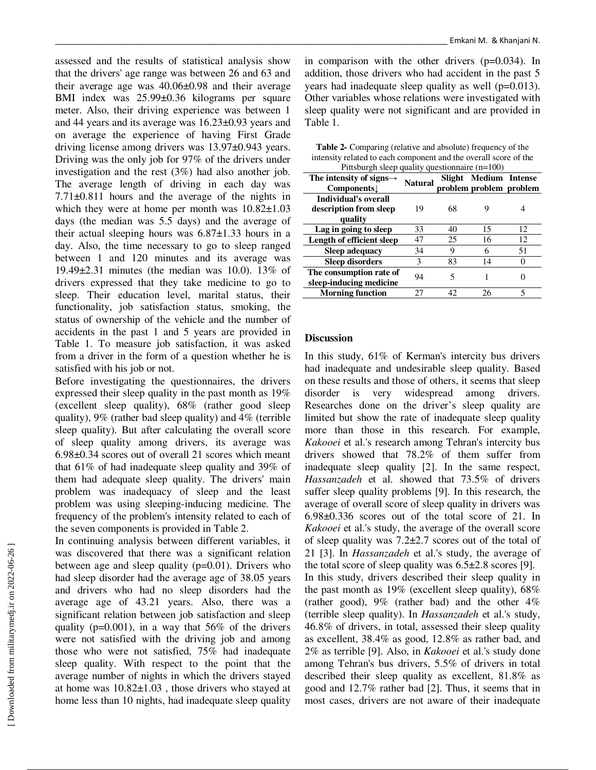assessed and the results of statistical analysis show that the drivers' age range was between 26 and 63 and their average age was 40.06±0.98 and their average BMI index was 25.99±0.36 kilograms per square meter. Also, their driving experience was between 1 and 44 years and its average was 16.23±0.93 years and on average the experience of having First Grade driving license among drivers was 13.97±0.943 years. Driving was the only job for 97% of the drivers under investigation and the rest (3%) had also another job. The average length of driving in each day was 7.71±0.811 hours and the average of the nights in which they were at home per month was 10.82±1.03 days (the median was 5.5 days) and the average of their actual sleeping hours was 6.87±1.33 hours in a day. Also, the time necessary to go to sleep ranged between 1 and 120 minutes and its average was 19.49±2.31 minutes (the median was 10.0). 13% of drivers expressed that they take medicine to go to sleep. Their education level, marital status, their functionality, job satisfaction status, smoking, the status of ownership of the vehicle and the number of accidents in the past 1 and 5 years are provided in Table 1. To measure job satisfaction, it was asked from a driver in the form of a question whether he is satisfied with his job or not.

Before investigating the questionnaires, the drivers expressed their sleep quality in the past month as 19% (excellent sleep quality), 68% (rather good sleep quality), 9% (rather bad sleep quality) and 4% (terrible sleep quality). But after calculating the overall score of sleep quality among drivers, its average was 6.98±0.34 scores out of overall 21 scores which meant that 61% of had inadequate sleep quality and 39% of them had adequate sleep quality. The drivers' main problem was inadequacy of sleep and the least problem was using sleeping-inducing medicine. The frequency of the problem's intensity related to each of the seven components is provided in Table 2.

In continuing analysis between different variables, it was discovered that there was a significant relation between age and sleep quality (p=0.01). Drivers who had sleep disorder had the average age of 38.05 years and drivers who had no sleep disorders had the average age of 43.21 years. Also, there was a significant relation between job satisfaction and sleep quality (p=0.001), in a way that 56% of the drivers were not satisfied with the driving job and among those who were not satisfied, 75% had inadequate sleep quality. With respect to the point that the average number of nights in which the drivers stayed at home was 10.82±1.03 , those drivers who stayed at home less than 10 nights, had inadequate sleep quality in comparison with the other drivers (p=0.034). In addition, those drivers who had accident in the past 5 years had inadequate sleep quality as well (p=0.013). Other variables whose relations were investigated with sleep quality were not significant and are provided in Table 1.

**Table 2-** Comparing (relative and absolute) frequency of the intensity related to each component and the overall score of the Pittsburgh sleep quality questionnaire (n=100)

| The intensity of signs→ Components↓ | Natural | Slight problem | Medium problem | Intense problem |
|---|---|---|---|---|
| **Individual's overall description from sleep quality** | 19 | 68 | 9 | 4 |
| **Lag in going to sleep** | 33 | 40 | 15 | 12 |
| **Length of efficient sleep** | 47 | 25 | 16 | 12 |
| **Sleep adequacy** | 34 | 9 | 6 | 51 |
| **Sleep disorders** | 3 | 83 | 14 | 0 |
| **The consumption rate of sleep-inducing medicine** | 94 | 5 | 1 | 0 |
| **Morning function** | 27 | 42 | 26 | 5 |

## Discussion

In this study, 61% of Kerman's intercity bus drivers had inadequate and undesirable sleep quality. Based on these results and those of others, it seems that sleep disorder is very widespread among drivers. Researches done on the driver's sleep quality are limited but show the rate of inadequate sleep quality more than those in this research. For example, *Kakooei* et al.'s research among Tehran's intercity bus drivers showed that 78.2% of them suffer from inadequate sleep quality [2]. In the same respect, *Hassanzadeh* et al. showed that 73.5% of drivers suffer sleep quality problems [9]. In this research, the average of overall score of sleep quality in drivers was 6.98±0.336 scores out of the total score of 21. In *Kakooei* et al.'s study, the average of the overall score of sleep quality was 7.2±2.7 scores out of the total of 21 [3]. In *Hassanzadeh* et al.'s study, the average of the total score of sleep quality was 6.5±2.8 scores [9].

In this study, drivers described their sleep quality in the past month as 19% (excellent sleep quality), 68% (rather good), 9% (rather bad) and the other 4% (terrible sleep quality). In *Hassanzadeh* et al.'s study, 46.8% of drivers, in total, assessed their sleep quality as excellent, 38.4% as good, 12.8% as rather bad, and 2% as terrible [9]. Also, in *Kakooei* et al.'s study done among Tehran's bus drivers, 5.5% of drivers in total described their sleep quality as excellent, 81.8% as good and 12.7% rather bad [2]. Thus, it seems that in most cases, drivers are not aware of their inadequate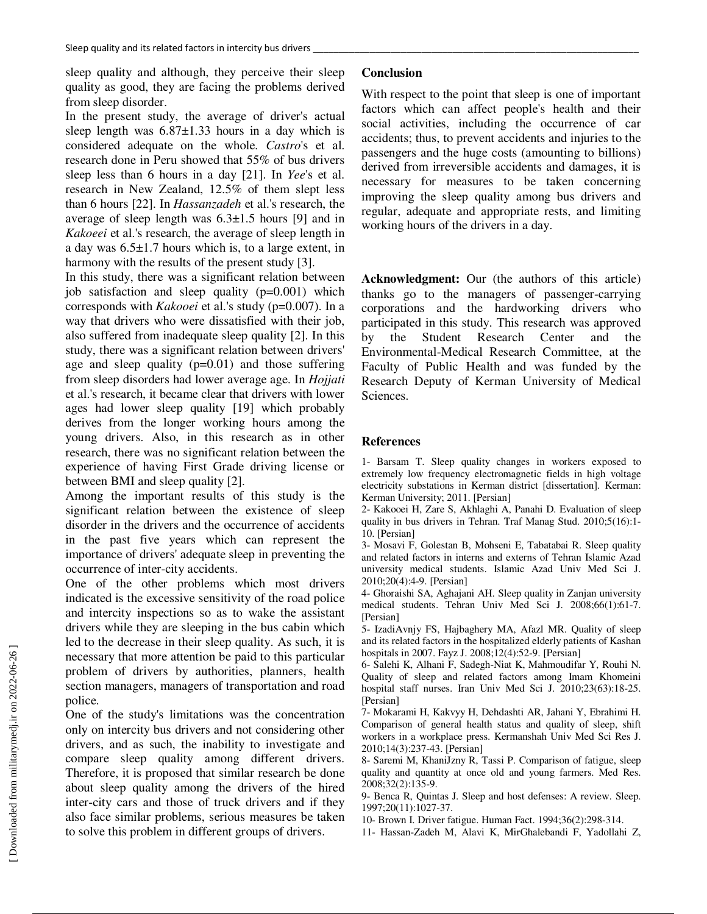sleep quality and although, they perceive their sleep quality as good, they are facing the problems derived from sleep disorder.

In the present study, the average of driver's actual sleep length was 6.87±1.33 hours in a day which is considered adequate on the whole. *Castro*'s et al. research done in Peru showed that 55% of bus drivers sleep less than 6 hours in a day [21]. In *Yee*'s et al. research in New Zealand, 12.5% of them slept less than 6 hours [22]. In *Hassanzadeh* et al.'s research, the average of sleep length was 6.3±1.5 hours [9] and in *Kakoeei* et al.'s research, the average of sleep length in a day was 6.5±1.7 hours which is, to a large extent, in harmony with the results of the present study [3].

In this study, there was a significant relation between job satisfaction and sleep quality (p=0.001) which corresponds with *Kakooei* et al.'s study (p=0.007). In a way that drivers who were dissatisfied with their job, also suffered from inadequate sleep quality [2]. In this study, there was a significant relation between drivers' age and sleep quality (p=0.01) and those suffering from sleep disorders had lower average age. In *Hojjati* et al.'s research, it became clear that drivers with lower ages had lower sleep quality [19] which probably derives from the longer working hours among the young drivers. Also, in this research as in other research, there was no significant relation between the experience of having First Grade driving license or between BMI and sleep quality [2].

Among the important results of this study is the significant relation between the existence of sleep disorder in the drivers and the occurrence of accidents in the past five years which can represent the importance of drivers' adequate sleep in preventing the occurrence of inter-city accidents.

One of the other problems which most drivers indicated is the excessive sensitivity of the road police and intercity inspections so as to wake the assistant drivers while they are sleeping in the bus cabin which led to the decrease in their sleep quality. As such, it is necessary that more attention be paid to this particular problem of drivers by authorities, planners, health section managers, managers of transportation and road police.

One of the study's limitations was the concentration only on intercity bus drivers and not considering other drivers, and as such, the inability to investigate and compare sleep quality among different drivers. Therefore, it is proposed that similar research be done about sleep quality among the drivers of the hired inter-city cars and those of truck drivers and if they also face similar problems, serious measures be taken to solve this problem in different groups of drivers.

## Conclusion

With respect to the point that sleep is one of important factors which can affect people's health and their social activities, including the occurrence of car accidents; thus, to prevent accidents and injuries to the passengers and the huge costs (amounting to billions) derived from irreversible accidents and damages, it is necessary for measures to be taken concerning improving the sleep quality among bus drivers and regular, adequate and appropriate rests, and limiting working hours of the drivers in a day.

**Acknowledgment:** Our (the authors of this article) thanks go to the managers of passenger-carrying corporations and the hardworking drivers who participated in this study. This research was approved by the Student Research Center and the Environmental-Medical Research Committee, at the Faculty of Public Health and was funded by the Research Deputy of Kerman University of Medical Sciences.

## References

1- Barsam T. Sleep quality changes in workers exposed to extremely low frequency electromagnetic fields in high voltage electricity substations in Kerman district [dissertation]. Kerman: Kerman University; 2011. [Persian]

2- Kakooei H, Zare S, Akhlaghi A, Panahi D. Evaluation of sleep quality in bus drivers in Tehran. Traf Manag Stud. 2010;5(16):1-10. [Persian]

3- Mosavi F, Golestan B, Mohseni E, Tabatabai R. Sleep quality and related factors in interns and externs of Tehran Islamic Azad university medical students. Islamic Azad Univ Med Sci J. 2010;20(4):4-9. [Persian]

4- Ghoraishi SA, Aghajani AH. Sleep quality in Zanjan university medical students. Tehran Univ Med Sci J. 2008;66(1):61-7. [Persian]

5- IzadiAvnjy FS, Hajbaghery MA, Afazl MR. Quality of sleep and its related factors in the hospitalized elderly patients of Kashan hospitals in 2007. Fayz J. 2008;12(4):52-9. [Persian]

6- Salehi K, Alhani F, Sadegh-Niat K, Mahmoudifar Y, Rouhi N. Quality of sleep and related factors among Imam Khomeini hospital staff nurses. Iran Univ Med Sci J. 2010;23(63):18-25. [Persian]

7- Mokarami H, Kakvyy H, Dehdashti AR, Jahani Y, Ebrahimi H. Comparison of general health status and quality of sleep, shift workers in a workplace press. Kermanshah Univ Med Sci Res J. 2010;14(3):237-43. [Persian]

8- Saremi M, KhaniJzny R, Tassi P. Comparison of fatigue, sleep quality and quantity at once old and young farmers. Med Res. 2008;32(2):135-9.

9- Benca R, Quintas J. Sleep and host defenses: A review. Sleep. 1997;20(11):1027-37.

10- Brown I. Driver fatigue. Human Fact. 1994;36(2):298-314.

11- Hassan-Zadeh M, Alavi K, MirGhalebandi F, Yadollahi Z,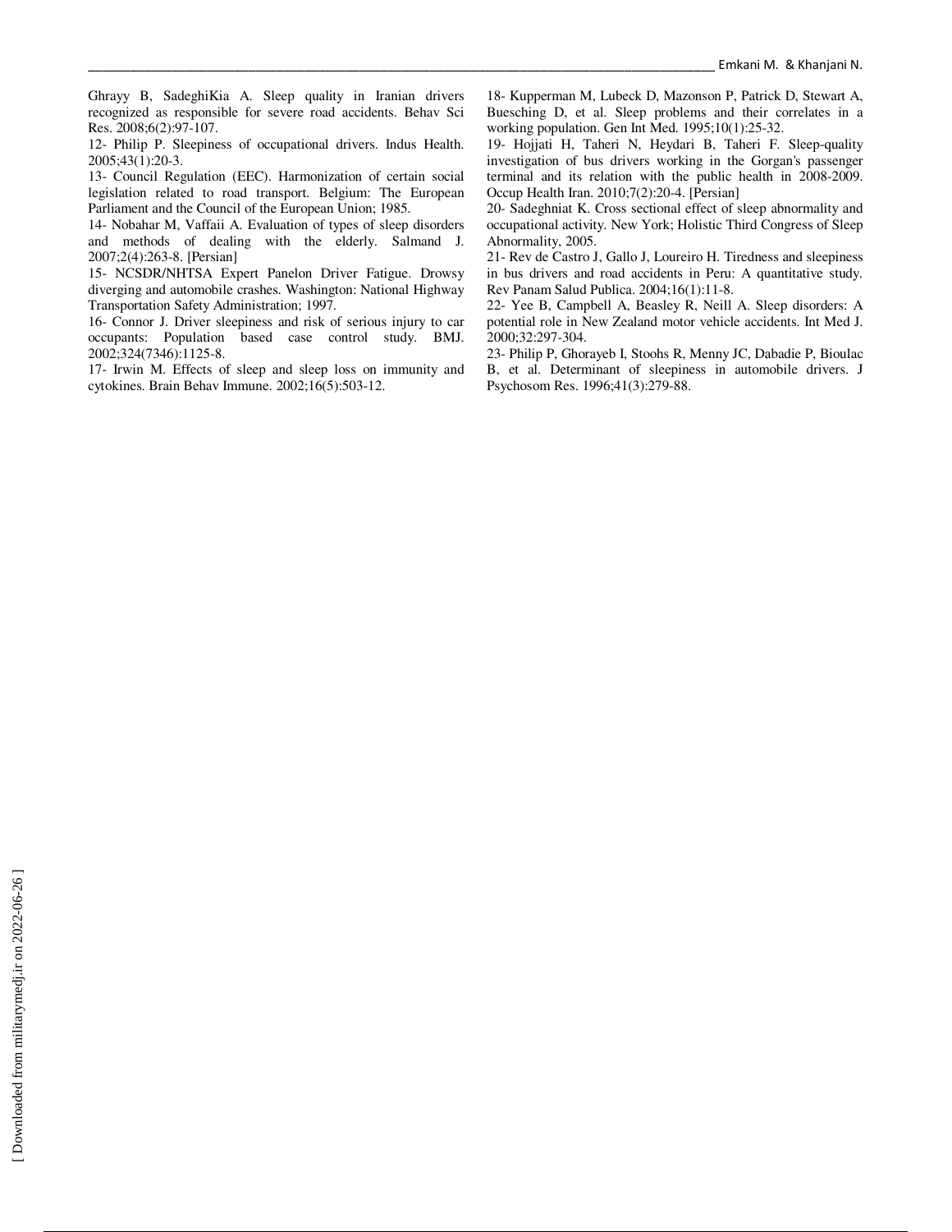Ghrayy B, SadeghiKia A. Sleep quality in Iranian drivers recognized as responsible for severe road accidents. Behav Sci Res. 2008;6(2):97-107.

12- Philip P. Sleepiness of occupational drivers. Indus Health. 2005;43(1):20-3.

13- Council Regulation (EEC). Harmonization of certain social legislation related to road transport. Belgium: The European Parliament and the Council of the European Union; 1985.

14- Nobahar M, Vaffaii A. Evaluation of types of sleep disorders and methods of dealing with the elderly. Salmand J. 2007;2(4):263-8. [Persian]

15- NCSDR/NHTSA Expert Panelon Driver Fatigue. Drowsy diverging and automobile crashes. Washington: National Highway Transportation Safety Administration; 1997.

16- Connor J. Driver sleepiness and risk of serious injury to car occupants: Population based case control study. BMJ. 2002;324(7346):1125-8.

17- Irwin M. Effects of sleep and sleep loss on immunity and cytokines. Brain Behav Immune. 2002;16(5):503-12.

18- Kupperman M, Lubeck D, Mazonson P, Patrick D, Stewart A, Buesching D, et al. Sleep problems and their correlates in a working population. Gen Int Med. 1995;10(1):25-32.

19- Hojjati H, Taheri N, Heydari B, Taheri F. Sleep-quality investigation of bus drivers working in the Gorgan's passenger terminal and its relation with the public health in 2008-2009. Occup Health Iran. 2010;7(2):20-4. [Persian]

20- Sadeghniat K. Cross sectional effect of sleep abnormality and occupational activity. New York; Holistic Third Congress of Sleep Abnormality, 2005.

21- Rev de Castro J, Gallo J, Loureiro H. Tiredness and sleepiness in bus drivers and road accidents in Peru: A quantitative study. Rev Panam Salud Publica. 2004;16(1):11-8.

22- Yee B, Campbell A, Beasley R, Neill A. Sleep disorders: A potential role in New Zealand motor vehicle accidents. Int Med J. 2000;32:297-304.

23- Philip P, Ghorayeb I, Stoohs R, Menny JC, Dabadie P, Bioulac B, et al. Determinant of sleepiness in automobile drivers. J Psychosom Res. 1996;41(3):279-88.